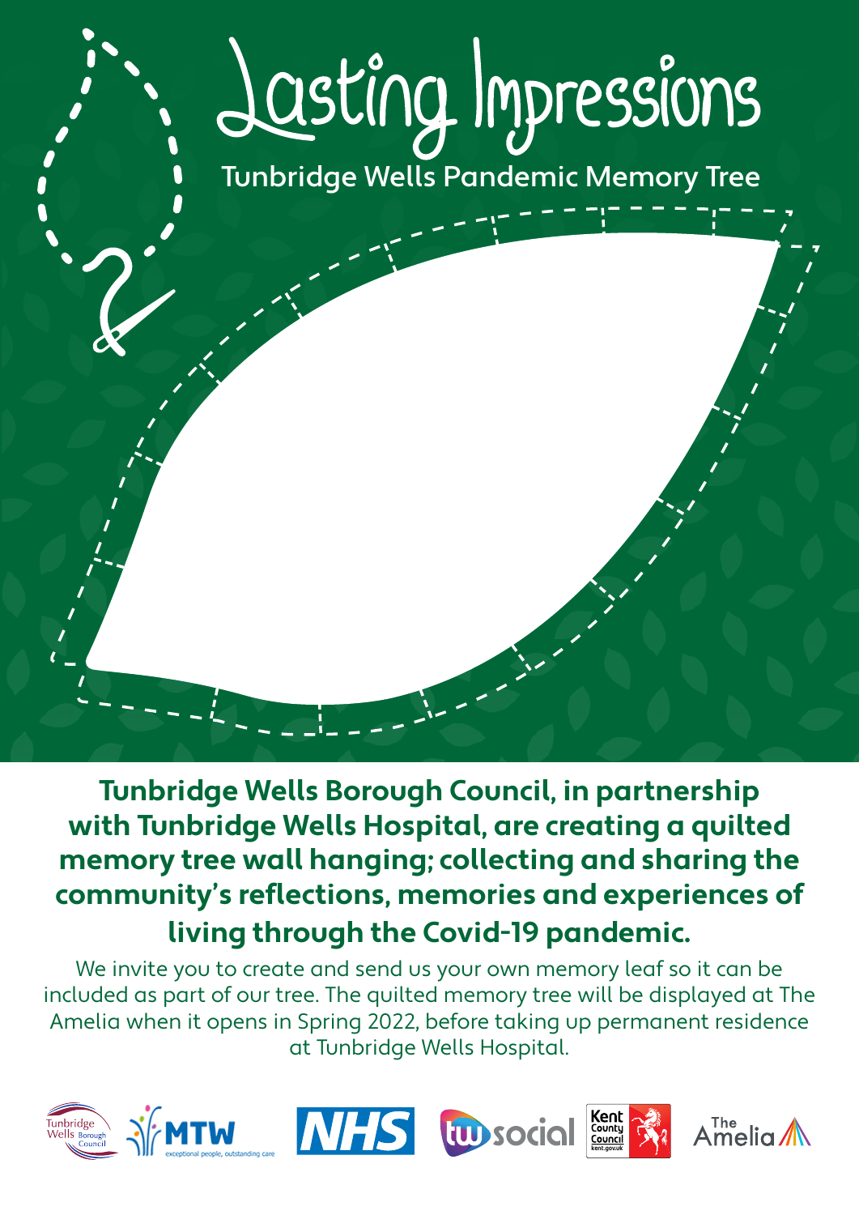# Lasting Impressions

## Tunbridge Wells Pandemic Memory Tree

**Tunbridge Wells Borough Council, in partnership with Tunbridge Wells Hospital, are creating a quilted memory tree wall hanging; collecting and sharing the community's reflections, memories and experiences of living through the Covid-19 pandemic.**

We invite you to create and send us your own memory leaf so it can be included as part of our tree. The quilted memory tree will be displayed at The Amelia when it opens in Spring 2022, before taking up permanent residence at Tunbridge Wells Hospital.

Tunbridge Wells Borough Council | MTW exceptional people, outstanding care | NHS | tw social | Kent County Council kent.gov.uk | The Amelia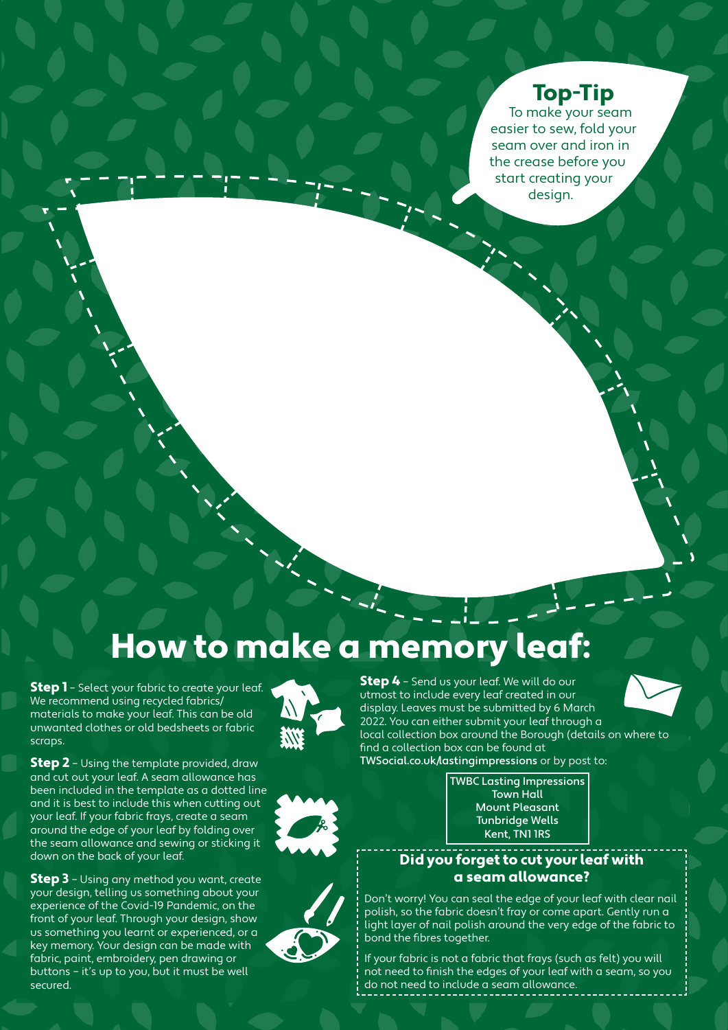## Top-Tip

To make your seam easier to sew, fold your seam over and iron in the crease before you start creating your design.

# How to make a memory leaf:

**Step 1** – Select your fabric to create your leaf. We recommend using recycled fabrics/materials to make your leaf. This can be old unwanted clothes or old bedsheets or fabric scraps.

**Step 2** – Using the template provided, draw and cut out your leaf. A seam allowance has been included in the template as a dotted line and it is best to include this when cutting out your leaf. If your fabric frays, create a seam around the edge of your leaf by folding over the seam allowance and sewing or sticking it down on the back of your leaf.

**Step 3** – Using any method you want, create your design, telling us something about your experience of the Covid-19 Pandemic, on the front of your leaf. Through your design, show us something you learnt or experienced, or a key memory. Your design can be made with fabric, paint, embroidery, pen drawing or buttons – it's up to you, but it must be well secured.

**Step 4** – Send us your leaf. We will do our utmost to include every leaf created in our display. Leaves must be submitted by 6 March 2022. You can either submit your leaf through a local collection box around the Borough (details on where to find a collection box can be found at **TWSocial.co.uk/lastingimpressions** or by post to:

**TWBC Lasting Impressions**
**Town Hall**
**Mount Pleasant**
**Tunbridge Wells**
**Kent, TN1 1RS**

### Did you forget to cut your leaf with a seam allowance?

Don't worry! You can seal the edge of your leaf with clear nail polish, so the fabric doesn't fray or come apart. Gently run a light layer of nail polish around the very edge of the fabric to bond the fibres together.

If your fabric is not a fabric that frays (such as felt) you will not need to finish the edges of your leaf with a seam, so you do not need to include a seam allowance.